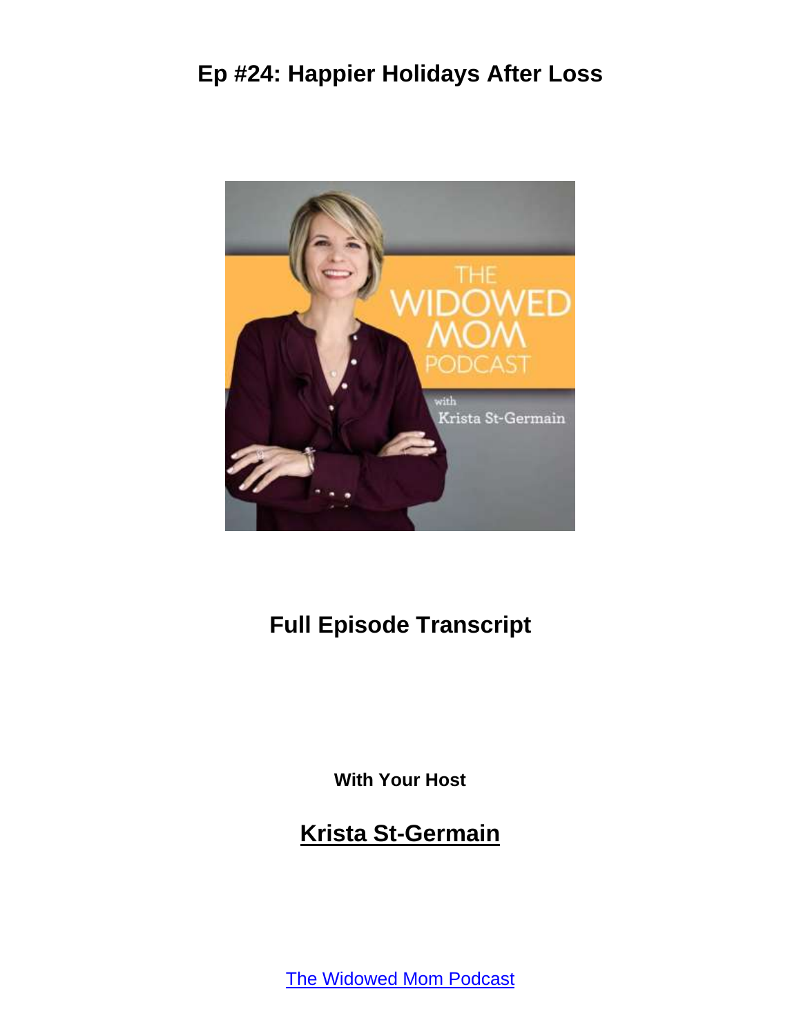# Ep #24: Happier Holidays After Loss

## Full Episode Transcript

**With Your Host**

## Krista St-Germain

The Widowed Mom Podcast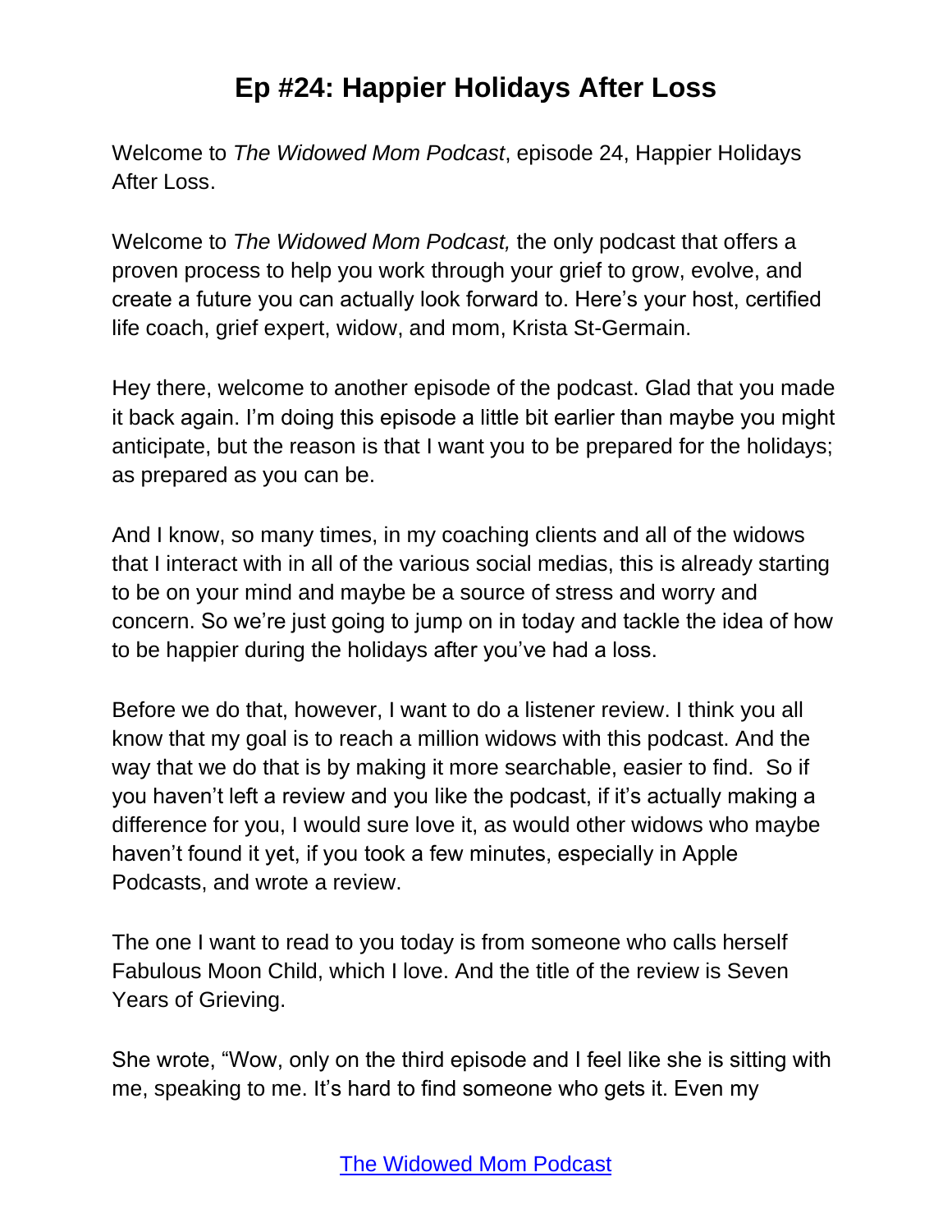# Ep #24: Happier Holidays After Loss

Welcome to *The Widowed Mom Podcast*, episode 24, Happier Holidays After Loss.

Welcome to *The Widowed Mom Podcast,* the only podcast that offers a proven process to help you work through your grief to grow, evolve, and create a future you can actually look forward to. Here's your host, certified life coach, grief expert, widow, and mom, Krista St-Germain.

Hey there, welcome to another episode of the podcast. Glad that you made it back again. I'm doing this episode a little bit earlier than maybe you might anticipate, but the reason is that I want you to be prepared for the holidays; as prepared as you can be.

And I know, so many times, in my coaching clients and all of the widows that I interact with in all of the various social medias, this is already starting to be on your mind and maybe be a source of stress and worry and concern. So we're just going to jump on in today and tackle the idea of how to be happier during the holidays after you've had a loss.

Before we do that, however, I want to do a listener review. I think you all know that my goal is to reach a million widows with this podcast. And the way that we do that is by making it more searchable, easier to find. So if you haven't left a review and you like the podcast, if it's actually making a difference for you, I would sure love it, as would other widows who maybe haven't found it yet, if you took a few minutes, especially in Apple Podcasts, and wrote a review.

The one I want to read to you today is from someone who calls herself Fabulous Moon Child, which I love. And the title of the review is Seven Years of Grieving.

She wrote, "Wow, only on the third episode and I feel like she is sitting with me, speaking to me. It's hard to find someone who gets it. Even my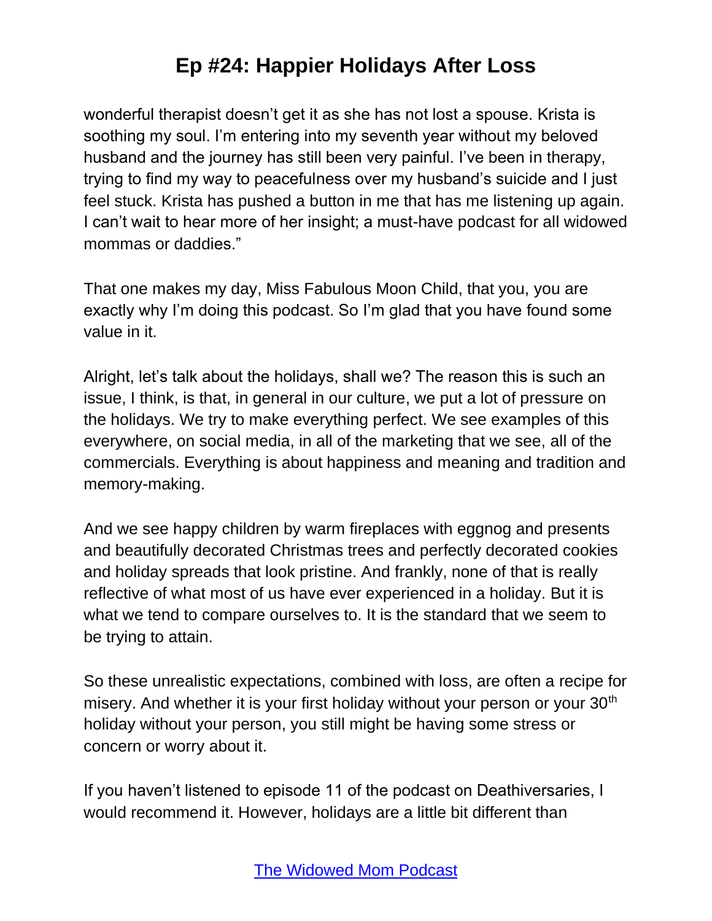wonderful therapist doesn't get it as she has not lost a spouse. Krista is soothing my soul. I'm entering into my seventh year without my beloved husband and the journey has still been very painful. I've been in therapy, trying to find my way to peacefulness over my husband's suicide and I just feel stuck. Krista has pushed a button in me that has me listening up again. I can't wait to hear more of her insight; a must-have podcast for all widowed mommas or daddies."

That one makes my day, Miss Fabulous Moon Child, that you, you are exactly why I'm doing this podcast. So I'm glad that you have found some value in it.

Alright, let's talk about the holidays, shall we? The reason this is such an issue, I think, is that, in general in our culture, we put a lot of pressure on the holidays. We try to make everything perfect. We see examples of this everywhere, on social media, in all of the marketing that we see, all of the commercials. Everything is about happiness and meaning and tradition and memory-making.

And we see happy children by warm fireplaces with eggnog and presents and beautifully decorated Christmas trees and perfectly decorated cookies and holiday spreads that look pristine. And frankly, none of that is really reflective of what most of us have ever experienced in a holiday. But it is what we tend to compare ourselves to. It is the standard that we seem to be trying to attain.

So these unrealistic expectations, combined with loss, are often a recipe for misery. And whether it is your first holiday without your person or your 30th holiday without your person, you still might be having some stress or concern or worry about it.

If you haven't listened to episode 11 of the podcast on Deathiversaries, I would recommend it. However, holidays are a little bit different than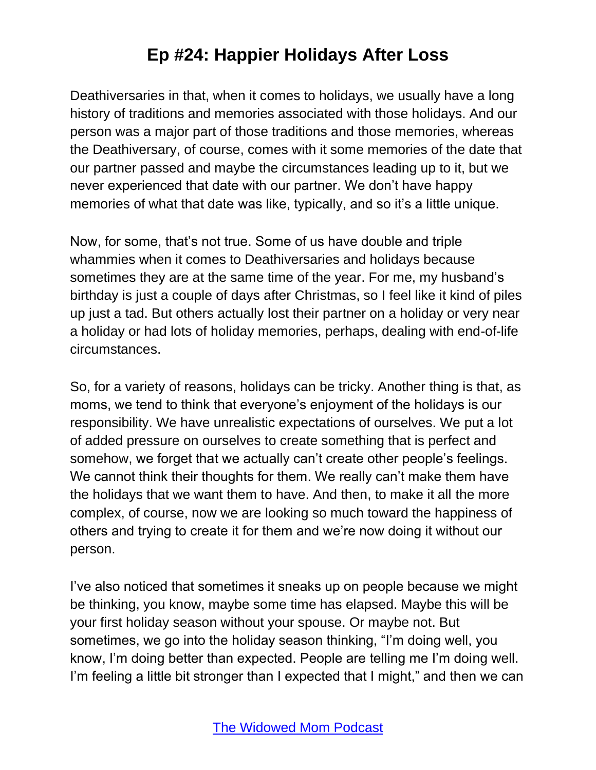Deathiversaries in that, when it comes to holidays, we usually have a long history of traditions and memories associated with those holidays. And our person was a major part of those traditions and those memories, whereas the Deathiversary, of course, comes with it some memories of the date that our partner passed and maybe the circumstances leading up to it, but we never experienced that date with our partner. We don't have happy memories of what that date was like, typically, and so it's a little unique.

Now, for some, that's not true. Some of us have double and triple whammies when it comes to Deathiversaries and holidays because sometimes they are at the same time of the year. For me, my husband's birthday is just a couple of days after Christmas, so I feel like it kind of piles up just a tad. But others actually lost their partner on a holiday or very near a holiday or had lots of holiday memories, perhaps, dealing with end-of-life circumstances.

So, for a variety of reasons, holidays can be tricky. Another thing is that, as moms, we tend to think that everyone's enjoyment of the holidays is our responsibility. We have unrealistic expectations of ourselves. We put a lot of added pressure on ourselves to create something that is perfect and somehow, we forget that we actually can't create other people's feelings. We cannot think their thoughts for them. We really can't make them have the holidays that we want them to have. And then, to make it all the more complex, of course, now we are looking so much toward the happiness of others and trying to create it for them and we're now doing it without our person.

I've also noticed that sometimes it sneaks up on people because we might be thinking, you know, maybe some time has elapsed. Maybe this will be your first holiday season without your spouse. Or maybe not. But sometimes, we go into the holiday season thinking, "I'm doing well, you know, I'm doing better than expected. People are telling me I'm doing well. I'm feeling a little bit stronger than I expected that I might," and then we can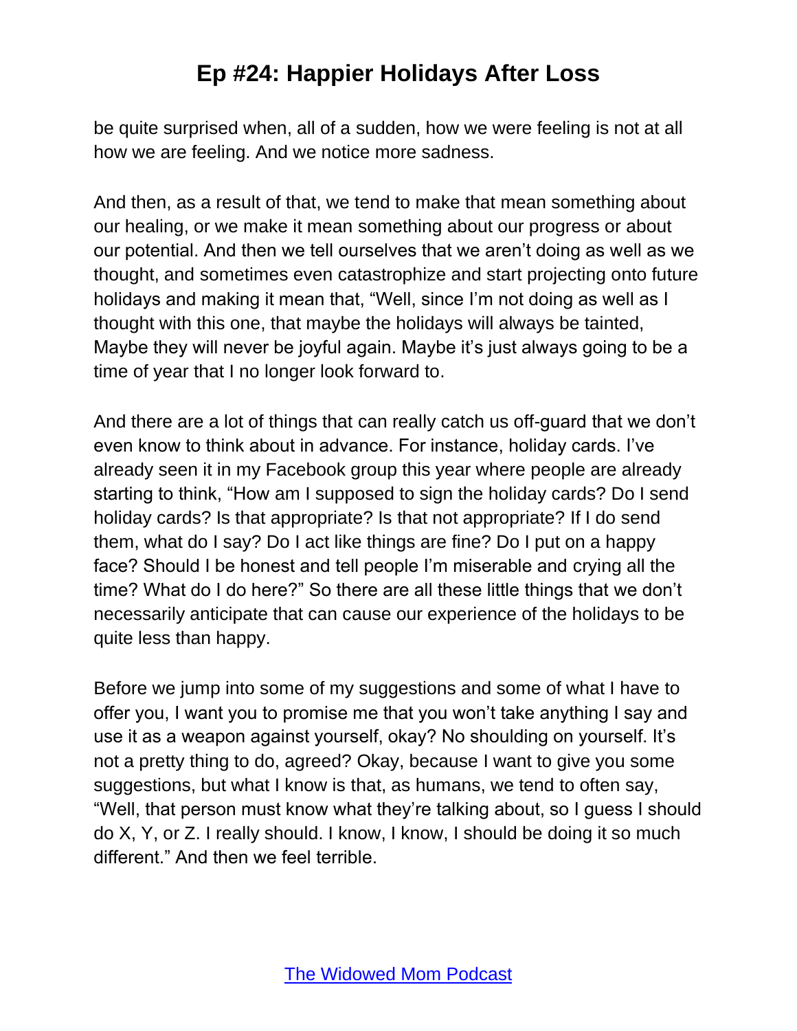be quite surprised when, all of a sudden, how we were feeling is not at all how we are feeling. And we notice more sadness.

And then, as a result of that, we tend to make that mean something about our healing, or we make it mean something about our progress or about our potential. And then we tell ourselves that we aren't doing as well as we thought, and sometimes even catastrophize and start projecting onto future holidays and making it mean that, "Well, since I'm not doing as well as I thought with this one, that maybe the holidays will always be tainted, Maybe they will never be joyful again. Maybe it's just always going to be a time of year that I no longer look forward to.

And there are a lot of things that can really catch us off-guard that we don't even know to think about in advance. For instance, holiday cards. I've already seen it in my Facebook group this year where people are already starting to think, "How am I supposed to sign the holiday cards? Do I send holiday cards? Is that appropriate? Is that not appropriate? If I do send them, what do I say? Do I act like things are fine? Do I put on a happy face? Should I be honest and tell people I'm miserable and crying all the time? What do I do here?" So there are all these little things that we don't necessarily anticipate that can cause our experience of the holidays to be quite less than happy.

Before we jump into some of my suggestions and some of what I have to offer you, I want you to promise me that you won't take anything I say and use it as a weapon against yourself, okay? No shoulding on yourself. It's not a pretty thing to do, agreed? Okay, because I want to give you some suggestions, but what I know is that, as humans, we tend to often say, "Well, that person must know what they're talking about, so I guess I should do X, Y, or Z. I really should. I know, I know, I should be doing it so much different." And then we feel terrible.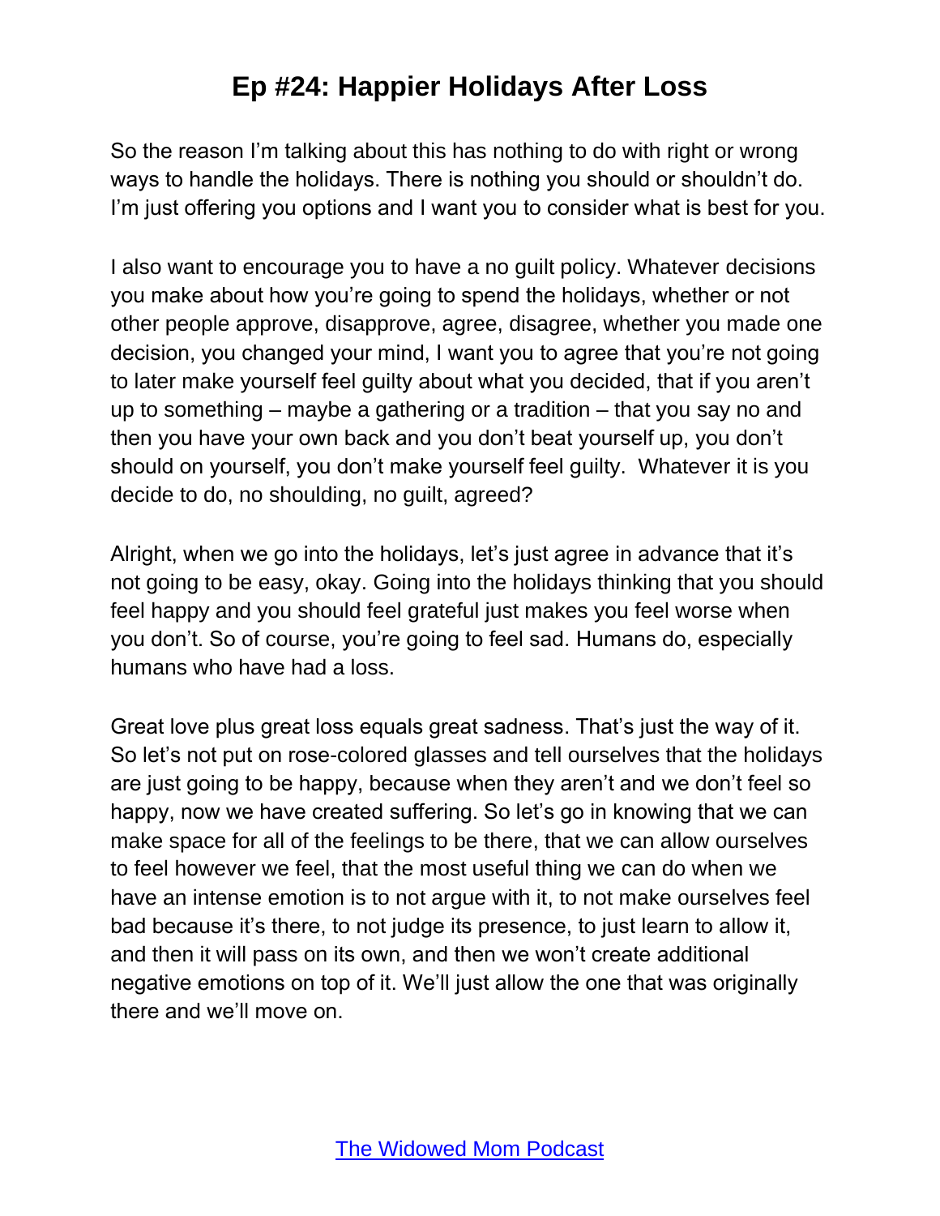So the reason I'm talking about this has nothing to do with right or wrong ways to handle the holidays. There is nothing you should or shouldn't do. I'm just offering you options and I want you to consider what is best for you.

I also want to encourage you to have a no guilt policy. Whatever decisions you make about how you're going to spend the holidays, whether or not other people approve, disapprove, agree, disagree, whether you made one decision, you changed your mind, I want you to agree that you're not going to later make yourself feel guilty about what you decided, that if you aren't up to something – maybe a gathering or a tradition – that you say no and then you have your own back and you don't beat yourself up, you don't should on yourself, you don't make yourself feel guilty. Whatever it is you decide to do, no shoulding, no guilt, agreed?

Alright, when we go into the holidays, let's just agree in advance that it's not going to be easy, okay. Going into the holidays thinking that you should feel happy and you should feel grateful just makes you feel worse when you don't. So of course, you're going to feel sad. Humans do, especially humans who have had a loss.

Great love plus great loss equals great sadness. That's just the way of it. So let's not put on rose-colored glasses and tell ourselves that the holidays are just going to be happy, because when they aren't and we don't feel so happy, now we have created suffering. So let's go in knowing that we can make space for all of the feelings to be there, that we can allow ourselves to feel however we feel, that the most useful thing we can do when we have an intense emotion is to not argue with it, to not make ourselves feel bad because it's there, to not judge its presence, to just learn to allow it, and then it will pass on its own, and then we won't create additional negative emotions on top of it. We'll just allow the one that was originally there and we'll move on.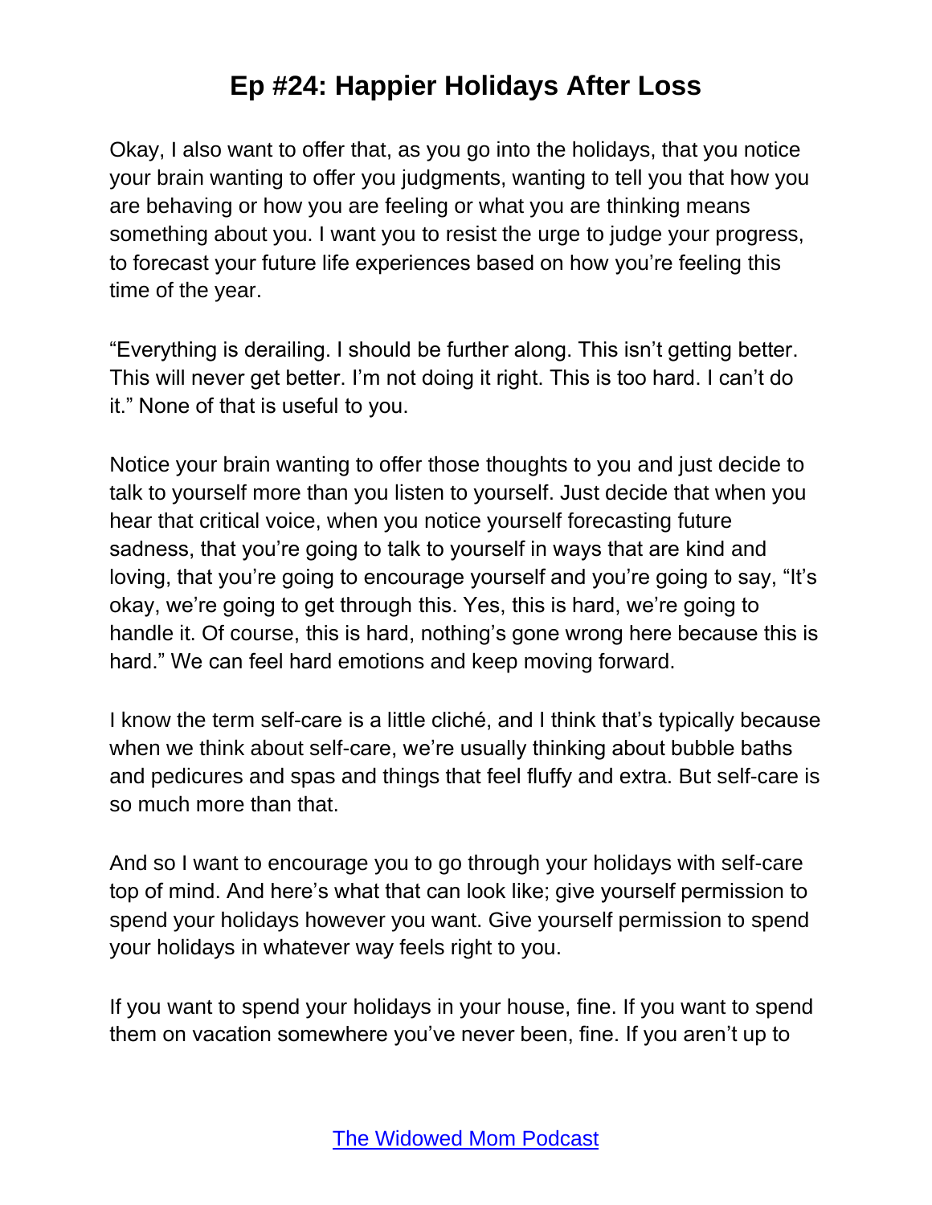Okay, I also want to offer that, as you go into the holidays, that you notice your brain wanting to offer you judgments, wanting to tell you that how you are behaving or how you are feeling or what you are thinking means something about you. I want you to resist the urge to judge your progress, to forecast your future life experiences based on how you're feeling this time of the year.

"Everything is derailing. I should be further along. This isn't getting better. This will never get better. I'm not doing it right. This is too hard. I can't do it." None of that is useful to you.

Notice your brain wanting to offer those thoughts to you and just decide to talk to yourself more than you listen to yourself. Just decide that when you hear that critical voice, when you notice yourself forecasting future sadness, that you're going to talk to yourself in ways that are kind and loving, that you're going to encourage yourself and you're going to say, "It's okay, we're going to get through this. Yes, this is hard, we're going to handle it. Of course, this is hard, nothing's gone wrong here because this is hard." We can feel hard emotions and keep moving forward.

I know the term self-care is a little cliché, and I think that's typically because when we think about self-care, we're usually thinking about bubble baths and pedicures and spas and things that feel fluffy and extra. But self-care is so much more than that.

And so I want to encourage you to go through your holidays with self-care top of mind. And here's what that can look like; give yourself permission to spend your holidays however you want. Give yourself permission to spend your holidays in whatever way feels right to you.

If you want to spend your holidays in your house, fine. If you want to spend them on vacation somewhere you've never been, fine. If you aren't up to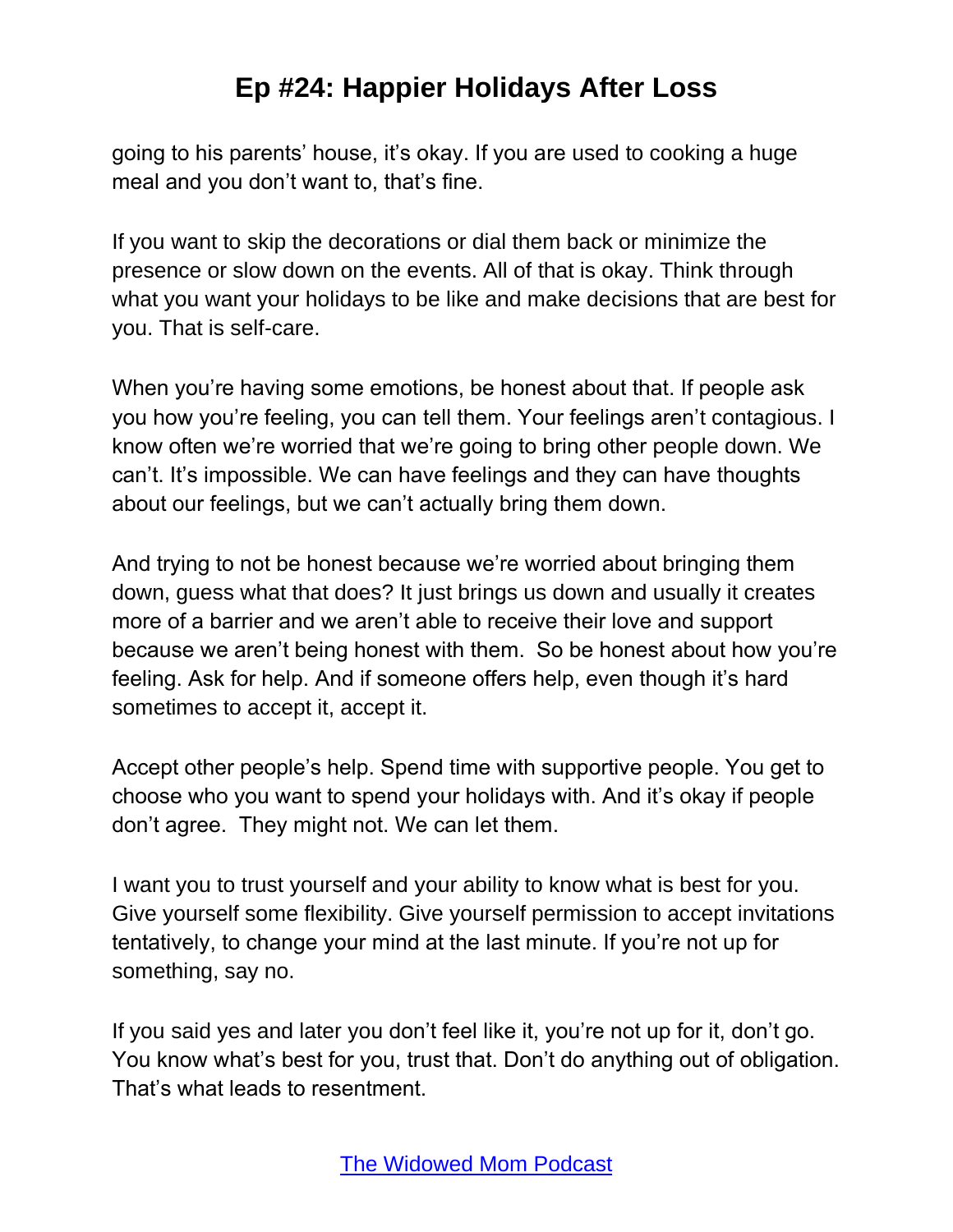going to his parents' house, it's okay. If you are used to cooking a huge meal and you don't want to, that's fine.

If you want to skip the decorations or dial them back or minimize the presence or slow down on the events. All of that is okay. Think through what you want your holidays to be like and make decisions that are best for you. That is self-care.

When you're having some emotions, be honest about that. If people ask you how you're feeling, you can tell them. Your feelings aren't contagious. I know often we're worried that we're going to bring other people down. We can't. It's impossible. We can have feelings and they can have thoughts about our feelings, but we can't actually bring them down.

And trying to not be honest because we're worried about bringing them down, guess what that does? It just brings us down and usually it creates more of a barrier and we aren't able to receive their love and support because we aren't being honest with them. So be honest about how you're feeling. Ask for help. And if someone offers help, even though it's hard sometimes to accept it, accept it.

Accept other people's help. Spend time with supportive people. You get to choose who you want to spend your holidays with. And it's okay if people don't agree. They might not. We can let them.

I want you to trust yourself and your ability to know what is best for you. Give yourself some flexibility. Give yourself permission to accept invitations tentatively, to change your mind at the last minute. If you're not up for something, say no.

If you said yes and later you don't feel like it, you're not up for it, don't go. You know what's best for you, trust that. Don't do anything out of obligation. That's what leads to resentment.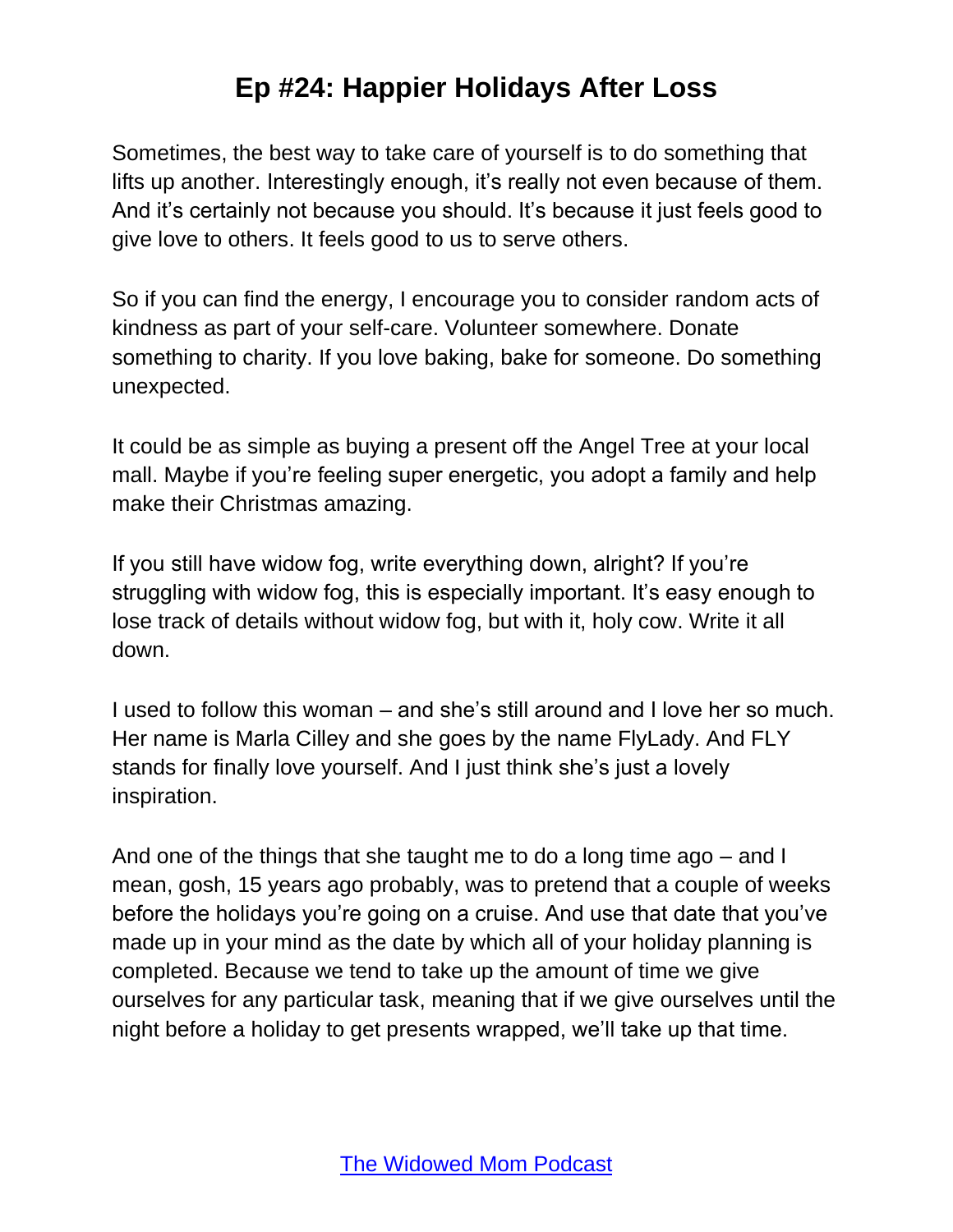Sometimes, the best way to take care of yourself is to do something that lifts up another. Interestingly enough, it's really not even because of them. And it's certainly not because you should. It's because it just feels good to give love to others. It feels good to us to serve others.

So if you can find the energy, I encourage you to consider random acts of kindness as part of your self-care. Volunteer somewhere. Donate something to charity. If you love baking, bake for someone. Do something unexpected.

It could be as simple as buying a present off the Angel Tree at your local mall. Maybe if you're feeling super energetic, you adopt a family and help make their Christmas amazing.

If you still have widow fog, write everything down, alright? If you're struggling with widow fog, this is especially important. It's easy enough to lose track of details without widow fog, but with it, holy cow. Write it all down.

I used to follow this woman – and she's still around and I love her so much. Her name is Marla Cilley and she goes by the name FlyLady. And FLY stands for finally love yourself. And I just think she's just a lovely inspiration.

And one of the things that she taught me to do a long time ago – and I mean, gosh, 15 years ago probably, was to pretend that a couple of weeks before the holidays you're going on a cruise. And use that date that you've made up in your mind as the date by which all of your holiday planning is completed. Because we tend to take up the amount of time we give ourselves for any particular task, meaning that if we give ourselves until the night before a holiday to get presents wrapped, we'll take up that time.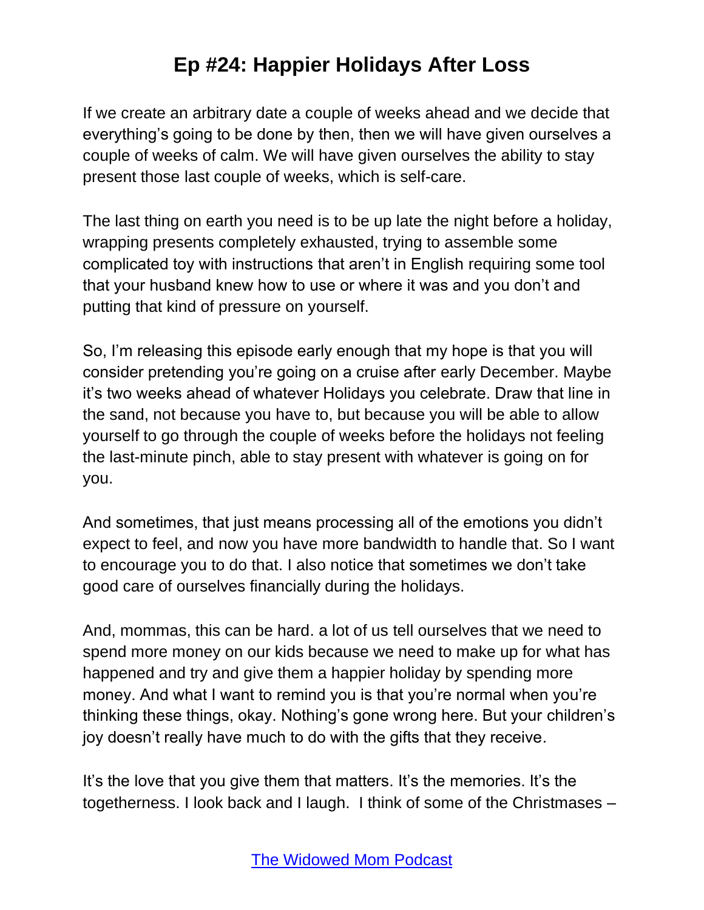If we create an arbitrary date a couple of weeks ahead and we decide that everything's going to be done by then, then we will have given ourselves a couple of weeks of calm. We will have given ourselves the ability to stay present those last couple of weeks, which is self-care.

The last thing on earth you need is to be up late the night before a holiday, wrapping presents completely exhausted, trying to assemble some complicated toy with instructions that aren't in English requiring some tool that your husband knew how to use or where it was and you don't and putting that kind of pressure on yourself.

So, I'm releasing this episode early enough that my hope is that you will consider pretending you're going on a cruise after early December. Maybe it's two weeks ahead of whatever Holidays you celebrate. Draw that line in the sand, not because you have to, but because you will be able to allow yourself to go through the couple of weeks before the holidays not feeling the last-minute pinch, able to stay present with whatever is going on for you.

And sometimes, that just means processing all of the emotions you didn't expect to feel, and now you have more bandwidth to handle that. So I want to encourage you to do that. I also notice that sometimes we don't take good care of ourselves financially during the holidays.

And, mommas, this can be hard. a lot of us tell ourselves that we need to spend more money on our kids because we need to make up for what has happened and try and give them a happier holiday by spending more money. And what I want to remind you is that you're normal when you're thinking these things, okay. Nothing's gone wrong here. But your children's joy doesn't really have much to do with the gifts that they receive.

It's the love that you give them that matters. It's the memories. It's the togetherness. I look back and I laugh. I think of some of the Christmases –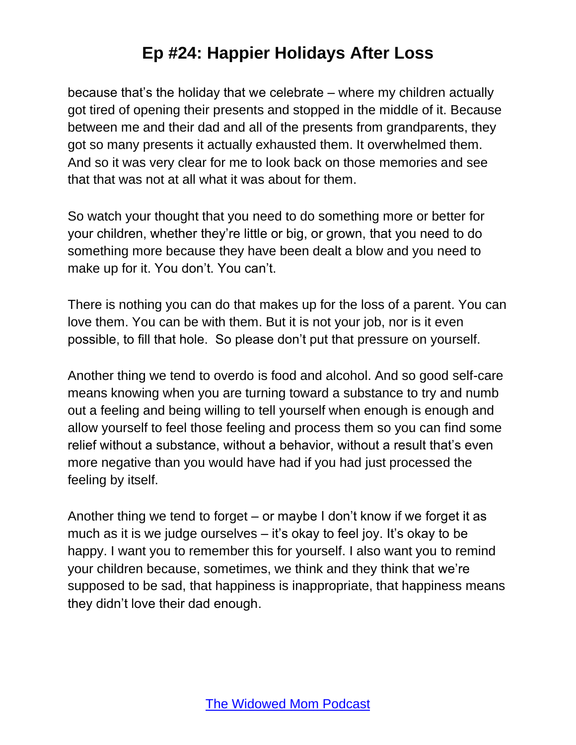because that's the holiday that we celebrate – where my children actually got tired of opening their presents and stopped in the middle of it. Because between me and their dad and all of the presents from grandparents, they got so many presents it actually exhausted them. It overwhelmed them. And so it was very clear for me to look back on those memories and see that that was not at all what it was about for them.

So watch your thought that you need to do something more or better for your children, whether they're little or big, or grown, that you need to do something more because they have been dealt a blow and you need to make up for it. You don't. You can't.

There is nothing you can do that makes up for the loss of a parent. You can love them. You can be with them. But it is not your job, nor is it even possible, to fill that hole. So please don't put that pressure on yourself.

Another thing we tend to overdo is food and alcohol. And so good self-care means knowing when you are turning toward a substance to try and numb out a feeling and being willing to tell yourself when enough is enough and allow yourself to feel those feeling and process them so you can find some relief without a substance, without a behavior, without a result that's even more negative than you would have had if you had just processed the feeling by itself.

Another thing we tend to forget – or maybe I don't know if we forget it as much as it is we judge ourselves – it's okay to feel joy. It's okay to be happy. I want you to remember this for yourself. I also want you to remind your children because, sometimes, we think and they think that we're supposed to be sad, that happiness is inappropriate, that happiness means they didn't love their dad enough.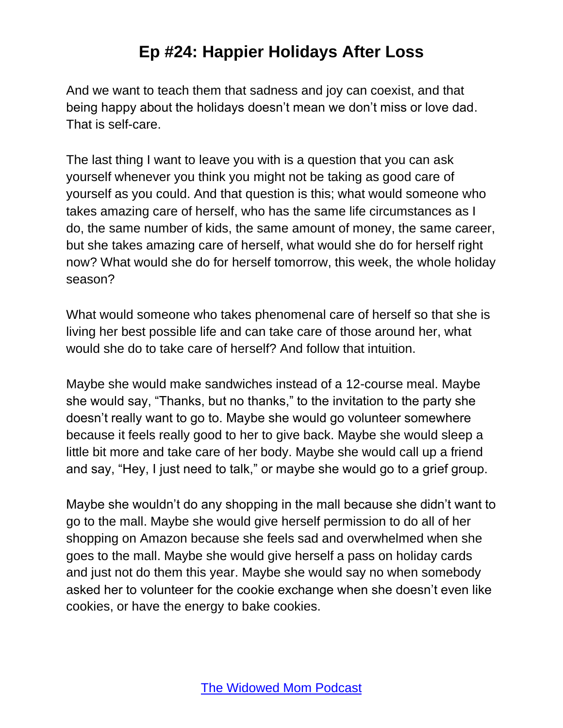And we want to teach them that sadness and joy can coexist, and that being happy about the holidays doesn't mean we don't miss or love dad. That is self-care.

The last thing I want to leave you with is a question that you can ask yourself whenever you think you might not be taking as good care of yourself as you could. And that question is this; what would someone who takes amazing care of herself, who has the same life circumstances as I do, the same number of kids, the same amount of money, the same career, but she takes amazing care of herself, what would she do for herself right now? What would she do for herself tomorrow, this week, the whole holiday season?

What would someone who takes phenomenal care of herself so that she is living her best possible life and can take care of those around her, what would she do to take care of herself? And follow that intuition.

Maybe she would make sandwiches instead of a 12-course meal. Maybe she would say, "Thanks, but no thanks," to the invitation to the party she doesn't really want to go to. Maybe she would go volunteer somewhere because it feels really good to her to give back. Maybe she would sleep a little bit more and take care of her body. Maybe she would call up a friend and say, "Hey, I just need to talk," or maybe she would go to a grief group.

Maybe she wouldn't do any shopping in the mall because she didn't want to go to the mall. Maybe she would give herself permission to do all of her shopping on Amazon because she feels sad and overwhelmed when she goes to the mall. Maybe she would give herself a pass on holiday cards and just not do them this year. Maybe she would say no when somebody asked her to volunteer for the cookie exchange when she doesn't even like cookies, or have the energy to bake cookies.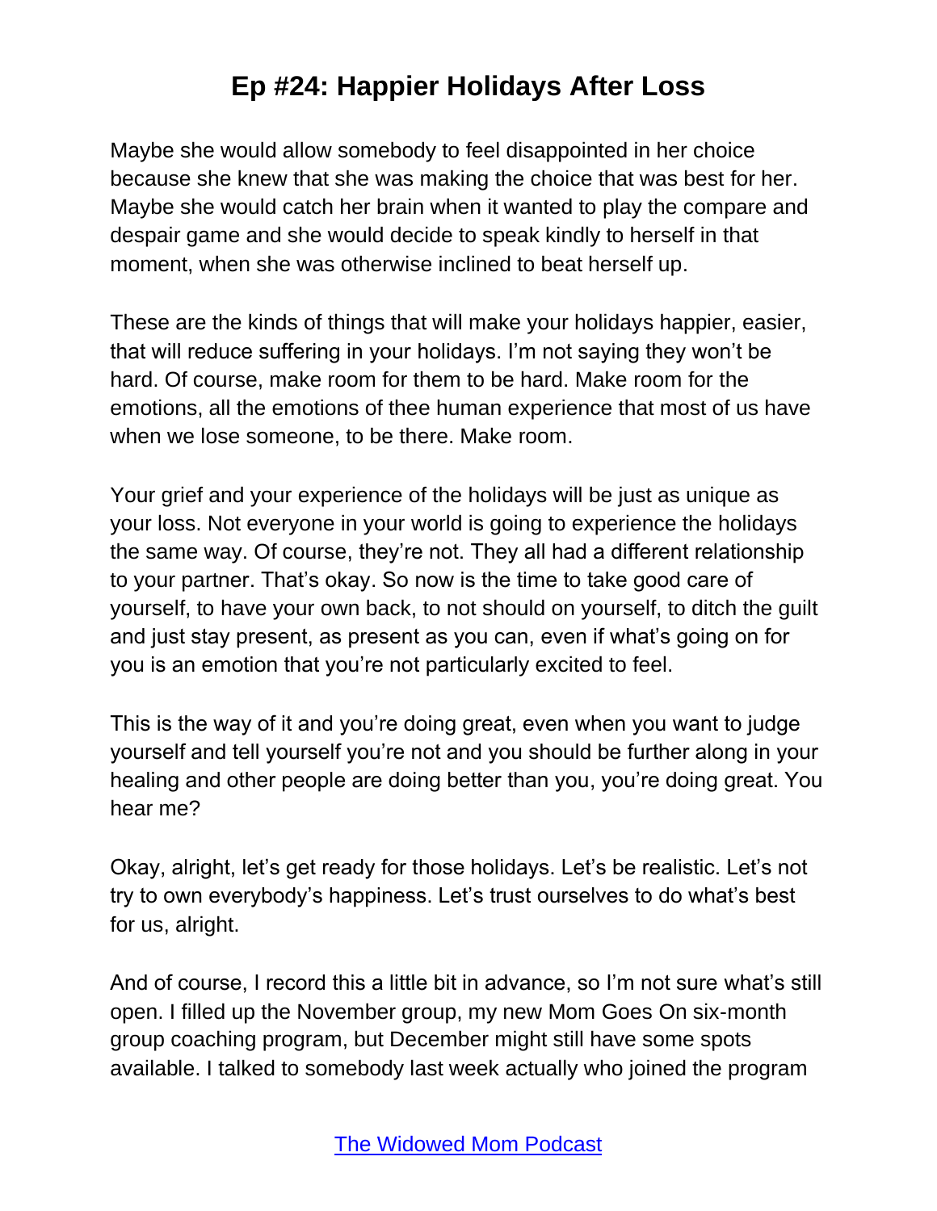Maybe she would allow somebody to feel disappointed in her choice because she knew that she was making the choice that was best for her. Maybe she would catch her brain when it wanted to play the compare and despair game and she would decide to speak kindly to herself in that moment, when she was otherwise inclined to beat herself up.

These are the kinds of things that will make your holidays happier, easier, that will reduce suffering in your holidays. I'm not saying they won't be hard. Of course, make room for them to be hard. Make room for the emotions, all the emotions of thee human experience that most of us have when we lose someone, to be there. Make room.

Your grief and your experience of the holidays will be just as unique as your loss. Not everyone in your world is going to experience the holidays the same way. Of course, they're not. They all had a different relationship to your partner. That's okay. So now is the time to take good care of yourself, to have your own back, to not should on yourself, to ditch the guilt and just stay present, as present as you can, even if what's going on for you is an emotion that you're not particularly excited to feel.

This is the way of it and you're doing great, even when you want to judge yourself and tell yourself you're not and you should be further along in your healing and other people are doing better than you, you're doing great. You hear me?

Okay, alright, let's get ready for those holidays. Let's be realistic. Let's not try to own everybody's happiness. Let's trust ourselves to do what's best for us, alright.

And of course, I record this a little bit in advance, so I'm not sure what's still open. I filled up the November group, my new Mom Goes On six-month group coaching program, but December might still have some spots available. I talked to somebody last week actually who joined the program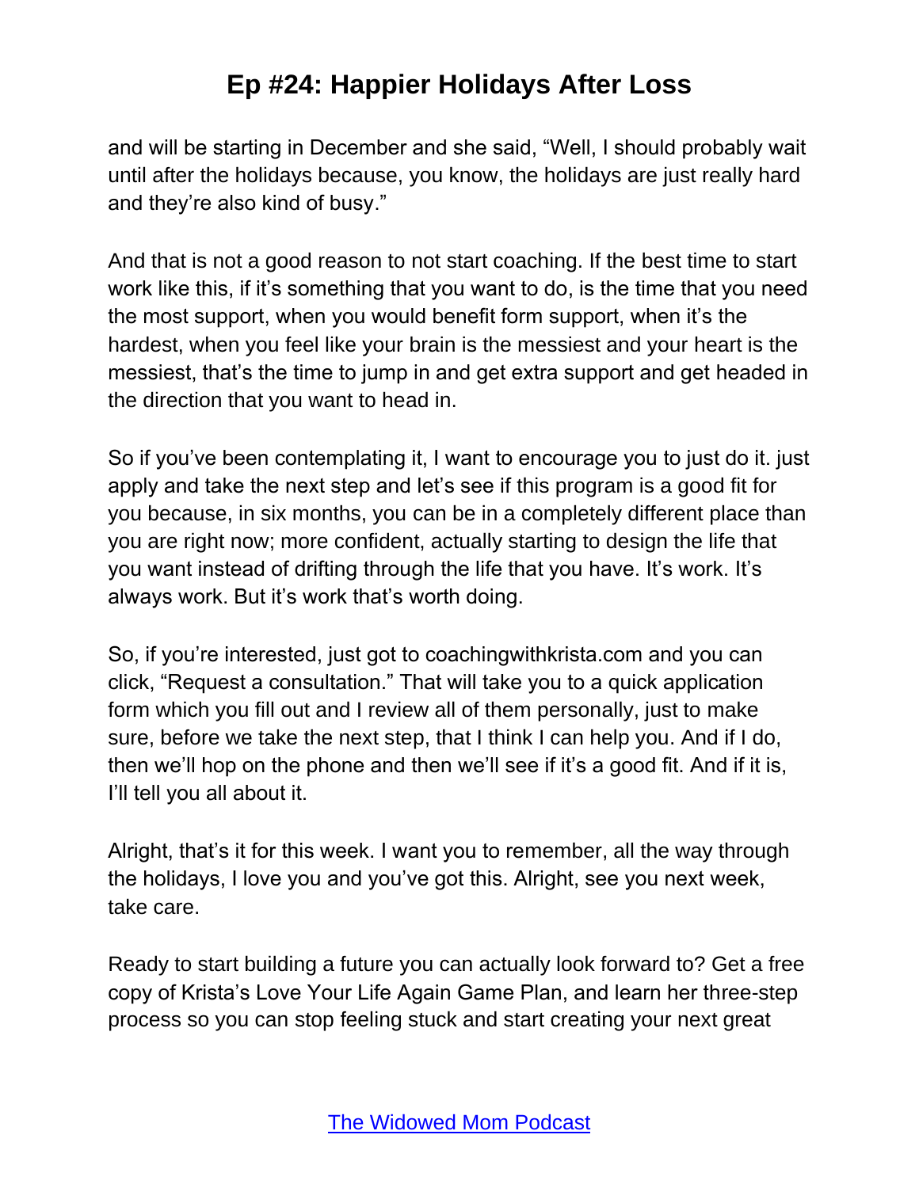and will be starting in December and she said, "Well, I should probably wait until after the holidays because, you know, the holidays are just really hard and they're also kind of busy."

And that is not a good reason to not start coaching. If the best time to start work like this, if it's something that you want to do, is the time that you need the most support, when you would benefit form support, when it's the hardest, when you feel like your brain is the messiest and your heart is the messiest, that's the time to jump in and get extra support and get headed in the direction that you want to head in.

So if you've been contemplating it, I want to encourage you to just do it. just apply and take the next step and let's see if this program is a good fit for you because, in six months, you can be in a completely different place than you are right now; more confident, actually starting to design the life that you want instead of drifting through the life that you have. It's work. It's always work. But it's work that's worth doing.

So, if you're interested, just got to coachingwithkrista.com and you can click, "Request a consultation." That will take you to a quick application form which you fill out and I review all of them personally, just to make sure, before we take the next step, that I think I can help you. And if I do, then we'll hop on the phone and then we'll see if it's a good fit. And if it is, I'll tell you all about it.

Alright, that's it for this week. I want you to remember, all the way through the holidays, I love you and you've got this. Alright, see you next week, take care.

Ready to start building a future you can actually look forward to? Get a free copy of Krista's Love Your Life Again Game Plan, and learn her three-step process so you can stop feeling stuck and start creating your next great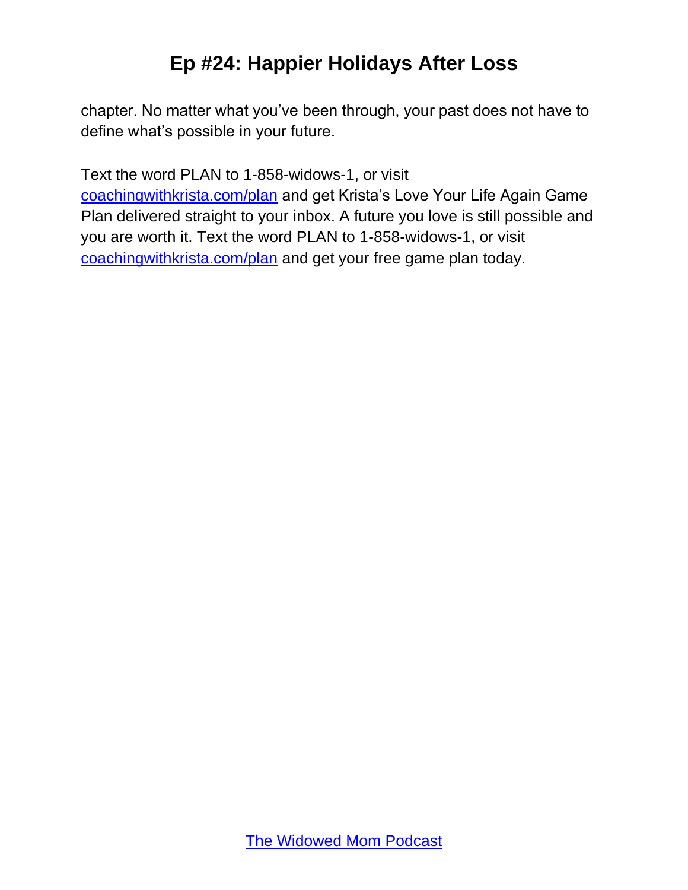chapter. No matter what you've been through, your past does not have to define what's possible in your future.

Text the word PLAN to 1-858-widows-1, or visit coachingwithkrista.com/plan and get Krista's Love Your Life Again Game Plan delivered straight to your inbox. A future you love is still possible and you are worth it. Text the word PLAN to 1-858-widows-1, or visit coachingwithkrista.com/plan and get your free game plan today.